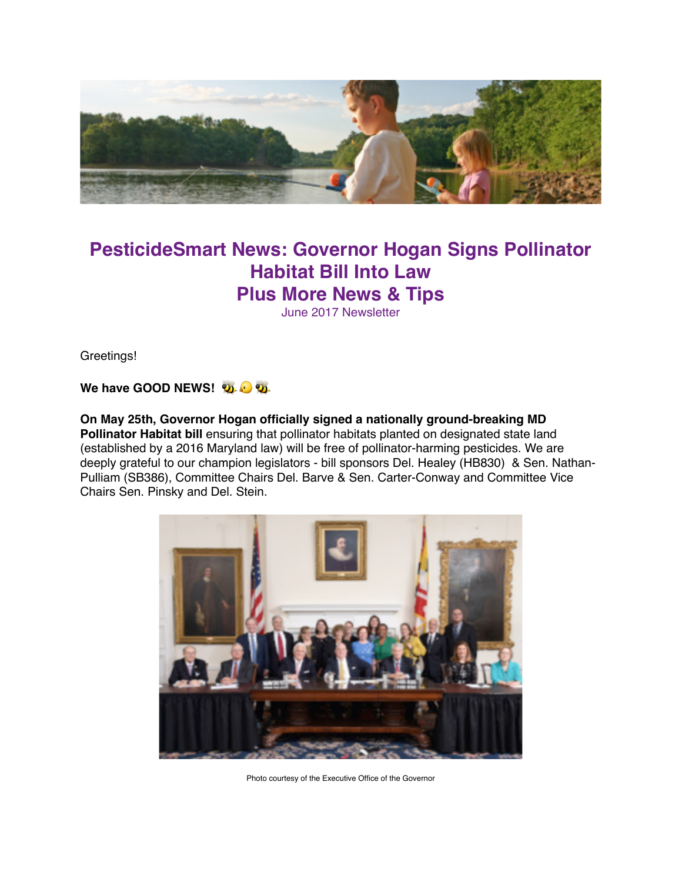# PesticideSmart News: Governor Hogan Signs Pollinator Habitat Bill Into Law Plus More News & Tips

June 2017 Newsletter

Greetings!

**We have GOOD NEWS!** 🐝🐥🐝

**On May 25th, Governor Hogan officially signed a nationally ground-breaking MD Pollinator Habitat bill** ensuring that pollinator habitats planted on designated state land (established by a 2016 Maryland law) will be free of pollinator-harming pesticides. We are deeply grateful to our champion legislators - bill sponsors Del. Healey (HB830) & Sen. Nathan-Pulliam (SB386), Committee Chairs Del. Barve & Sen. Carter-Conway and Committee Vice Chairs Sen. Pinsky and Del. Stein.

Photo courtesy of the Executive Office of the Governor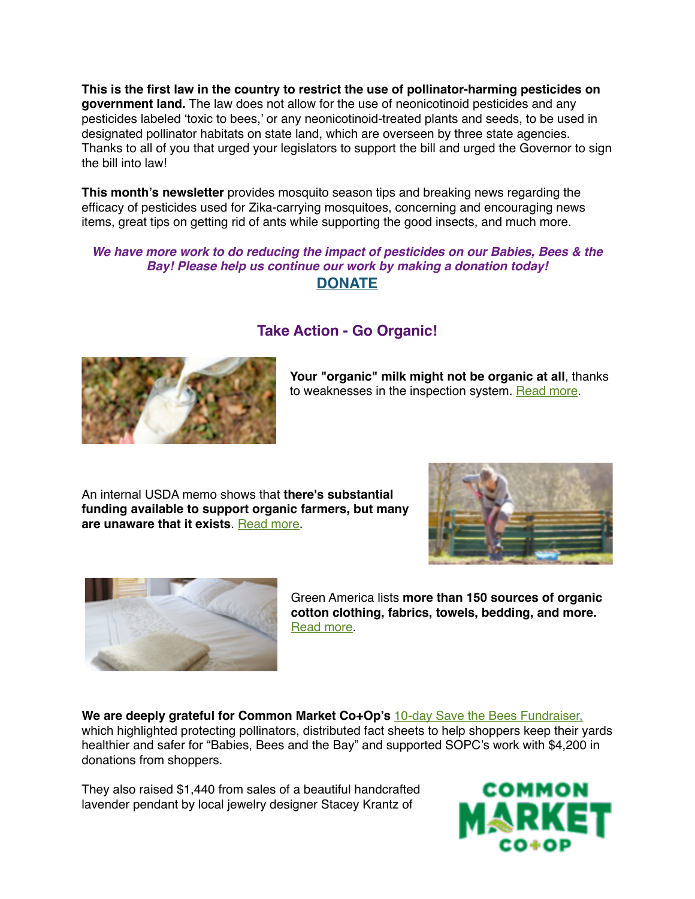**This is the first law in the country to restrict the use of pollinator-harming pesticides on government land.** The law does not allow for the use of neonicotinoid pesticides and any pesticides labeled 'toxic to bees,' or any neonicotinoid-treated plants and seeds, to be used in designated pollinator habitats on state land, which are overseen by three state agencies. Thanks to all of you that urged your legislators to support the bill and urged the Governor to sign the bill into law!

**This month's newsletter** provides mosquito season tips and breaking news regarding the efficacy of pesticides used for Zika-carrying mosquitoes, concerning and encouraging news items, great tips on getting rid of ants while supporting the good insects, and much more.

***We have more work to do reducing the impact of pesticides on our Babies, Bees & the Bay! Please help us continue our work by making a donation today!***

**DONATE**

## Take Action - Go Organic!

**Your "organic" milk might not be organic at all**, thanks to weaknesses in the inspection system. Read more.

An internal USDA memo shows that **there's substantial funding available to support organic farmers, but many are unaware that it exists**. Read more.

Green America lists **more than 150 sources of organic cotton clothing, fabrics, towels, bedding, and more.** Read more.

**We are deeply grateful for Common Market Co+Op's** 10-day Save the Bees Fundraiser, which highlighted protecting pollinators, distributed fact sheets to help shoppers keep their yards healthier and safer for "Babies, Bees and the Bay" and supported SOPC's work with $4,200 in donations from shoppers.

They also raised $1,440 from sales of a beautiful handcrafted lavender pendant by local jewelry designer Stacey Krantz of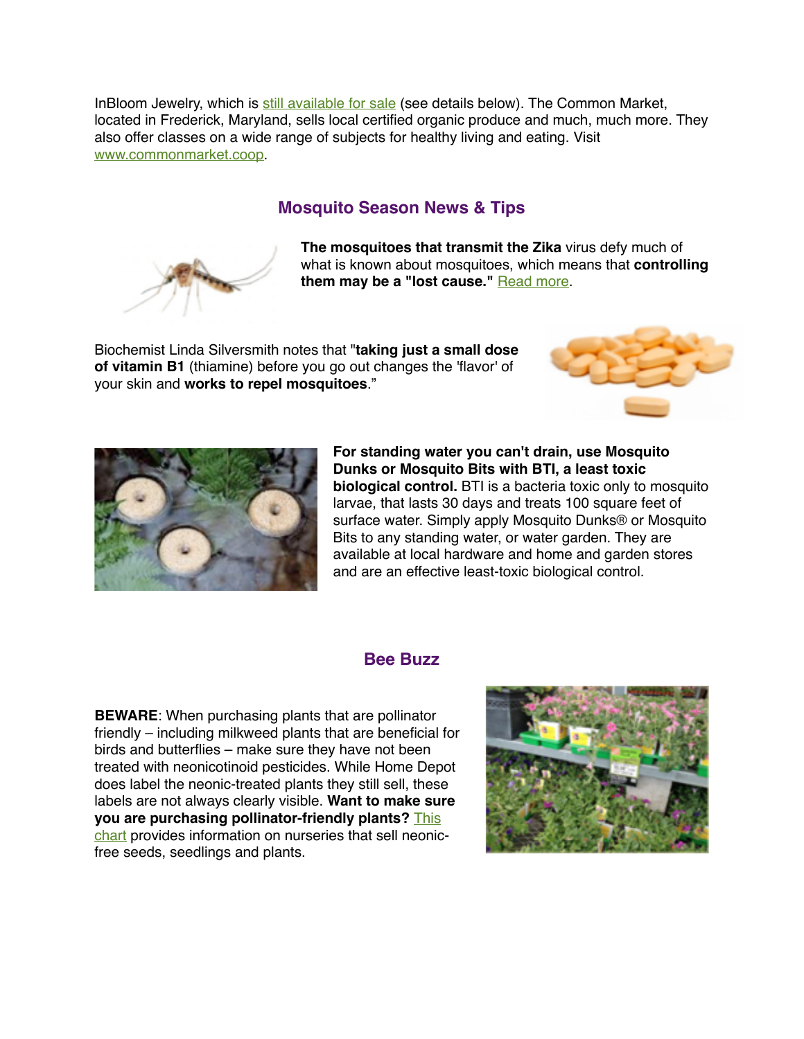InBloom Jewelry, which is still available for sale (see details below). The Common Market, located in Frederick, Maryland, sells local certified organic produce and much, much more. They also offer classes on a wide range of subjects for healthy living and eating. Visit www.commonmarket.coop.

## Mosquito Season News & Tips

**The mosquitoes that transmit the Zika** virus defy much of what is known about mosquitoes, which means that **controlling them may be a "lost cause."** Read more.

Biochemist Linda Silversmith notes that "**taking just a small dose of vitamin B1** (thiamine) before you go out changes the 'flavor' of your skin and **works to repel mosquitoes**."

**For standing water you can't drain, use Mosquito Dunks or Mosquito Bits with BTI, a least toxic biological control.** BTI is a bacteria toxic only to mosquito larvae, that lasts 30 days and treats 100 square feet of surface water. Simply apply Mosquito Dunks® or Mosquito Bits to any standing water, or water garden. They are available at local hardware and home and garden stores and are an effective least-toxic biological control.

## Bee Buzz

**BEWARE**: When purchasing plants that are pollinator friendly – including milkweed plants that are beneficial for birds and butterflies – make sure they have not been treated with neonicotinoid pesticides. While Home Depot does label the neonic-treated plants they still sell, these labels are not always clearly visible. **Want to make sure you are purchasing pollinator-friendly plants?** This chart provides information on nurseries that sell neonic-free seeds, seedlings and plants.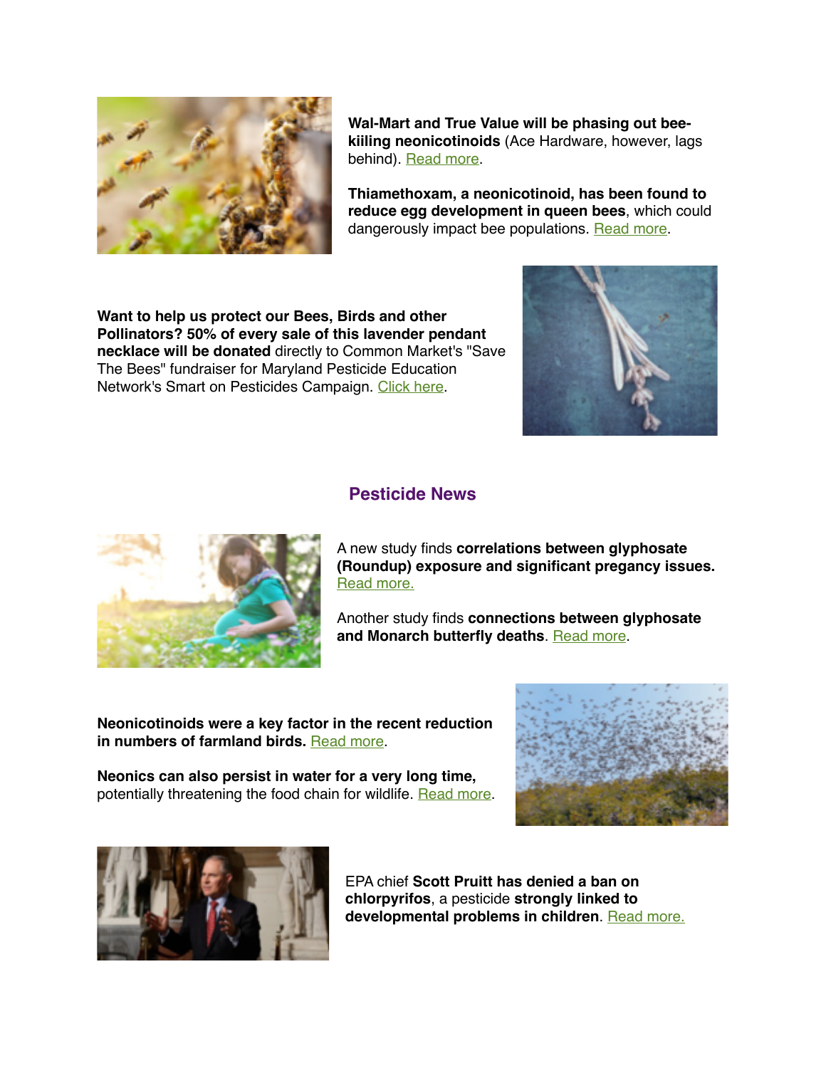**Wal-Mart and True Value will be phasing out bee-kiiling neonicotinoids** (Ace Hardware, however, lags behind). Read more.

**Thiamethoxam, a neonicotinoid, has been found to reduce egg development in queen bees**, which could dangerously impact bee populations. Read more.

**Want to help us protect our Bees, Birds and other Pollinators? 50% of every sale of this lavender pendant necklace will be donated** directly to Common Market's "Save The Bees" fundraiser for Maryland Pesticide Education Network's Smart on Pesticides Campaign. Click here.

## Pesticide News

A new study finds **correlations between glyphosate (Roundup) exposure and significant pregancy issues.** Read more.

Another study finds **connections between glyphosate and Monarch butterfly deaths**. Read more.

**Neonicotinoids were a key factor in the recent reduction in numbers of farmland birds.** Read more.

**Neonics can also persist in water for a very long time,** potentially threatening the food chain for wildlife. Read more.

EPA chief **Scott Pruitt has denied a ban on chlorpyrifos**, a pesticide **strongly linked to developmental problems in children**. Read more.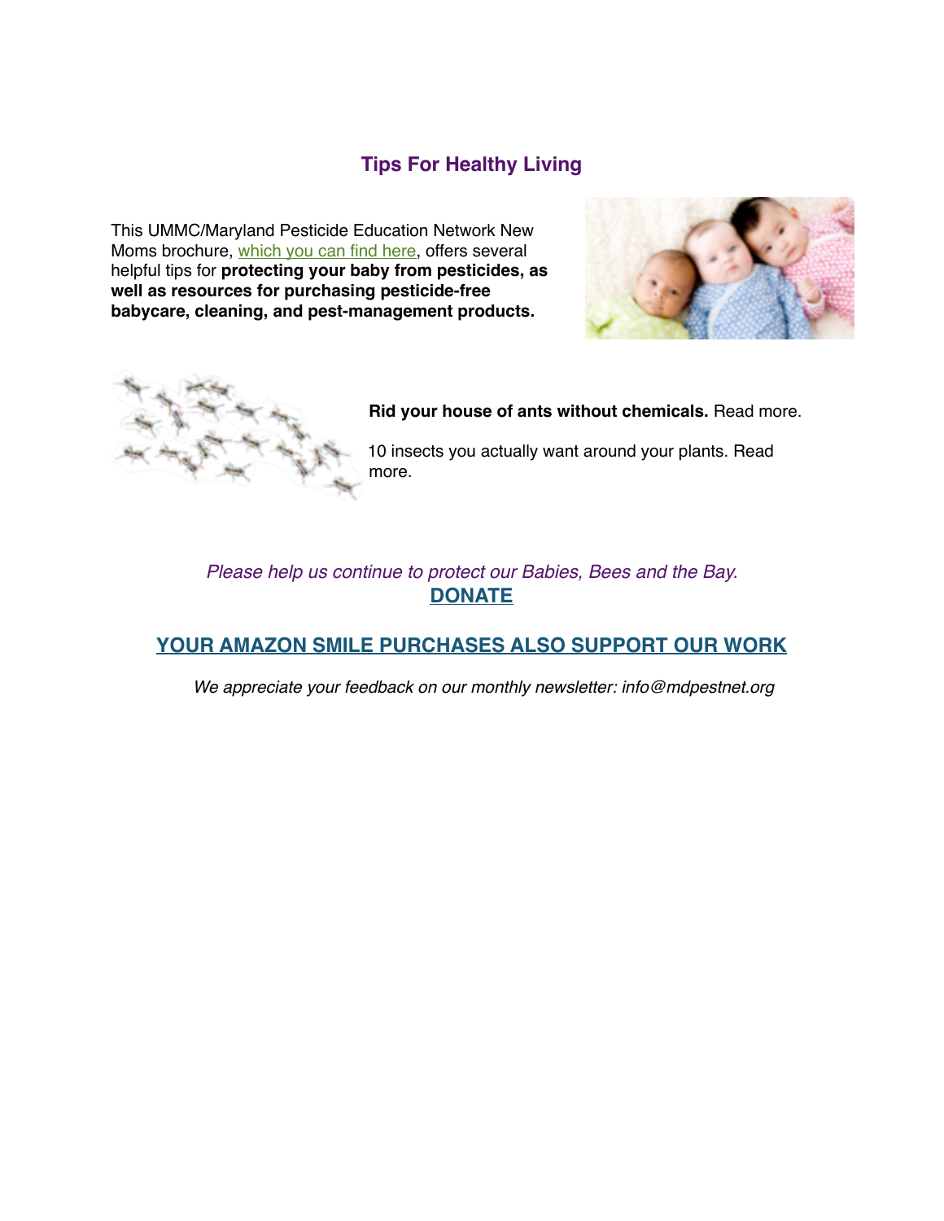## Tips For Healthy Living

This UMMC/Maryland Pesticide Education Network New Moms brochure, which you can find here, offers several helpful tips for **protecting your baby from pesticides, as well as resources for purchasing pesticide-free babycare, cleaning, and pest-management products.**

**Rid your house of ants without chemicals.** Read more.

10 insects you actually want around your plants. Read more.

*Please help us continue to protect our Babies, Bees and the Bay.*

**DONATE**

**YOUR AMAZON SMILE PURCHASES ALSO SUPPORT OUR WORK**

*We appreciate your feedback on our monthly newsletter: info@mdpestnet.org*